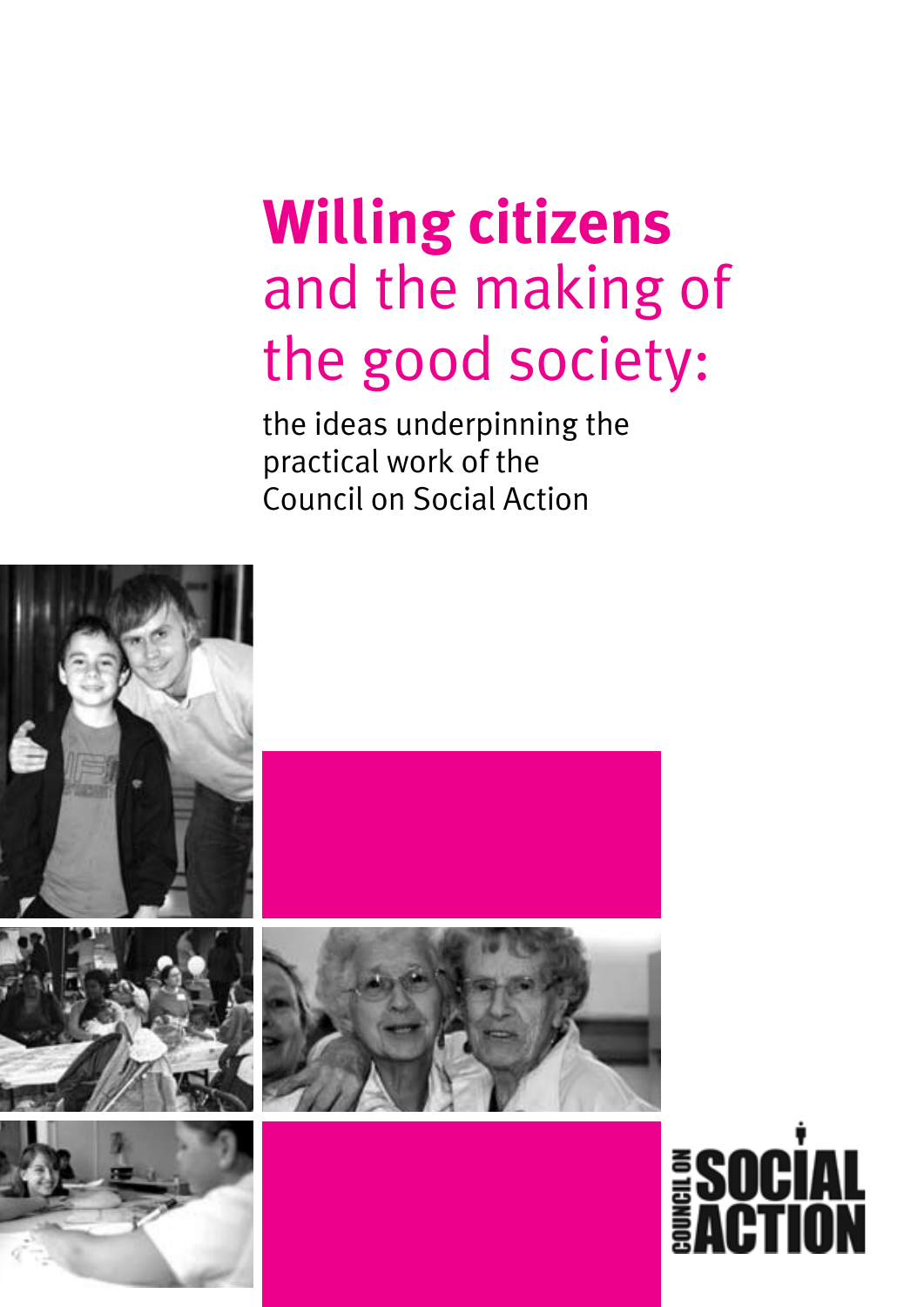# **Willing citizens** and the making of the good society:

the ideas underpinning the practical work of the Council on Social Action

COUNCIL ON SOCIAL ACTION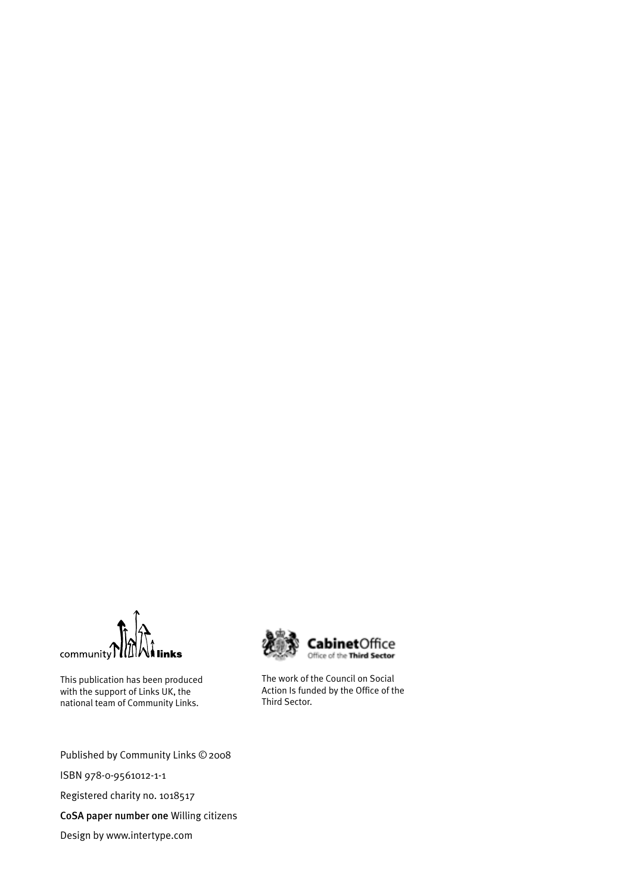This publication has been produced with the support of Links UK, the national team of Community Links.

The work of the Council on Social Action Is funded by the Office of the Third Sector.

Published by Community Links © 2008

ISBN 978-0-9561012-1-1

Registered charity no. 1018517

**CoSA paper number one** Willing citizens

Design by www.intertype.com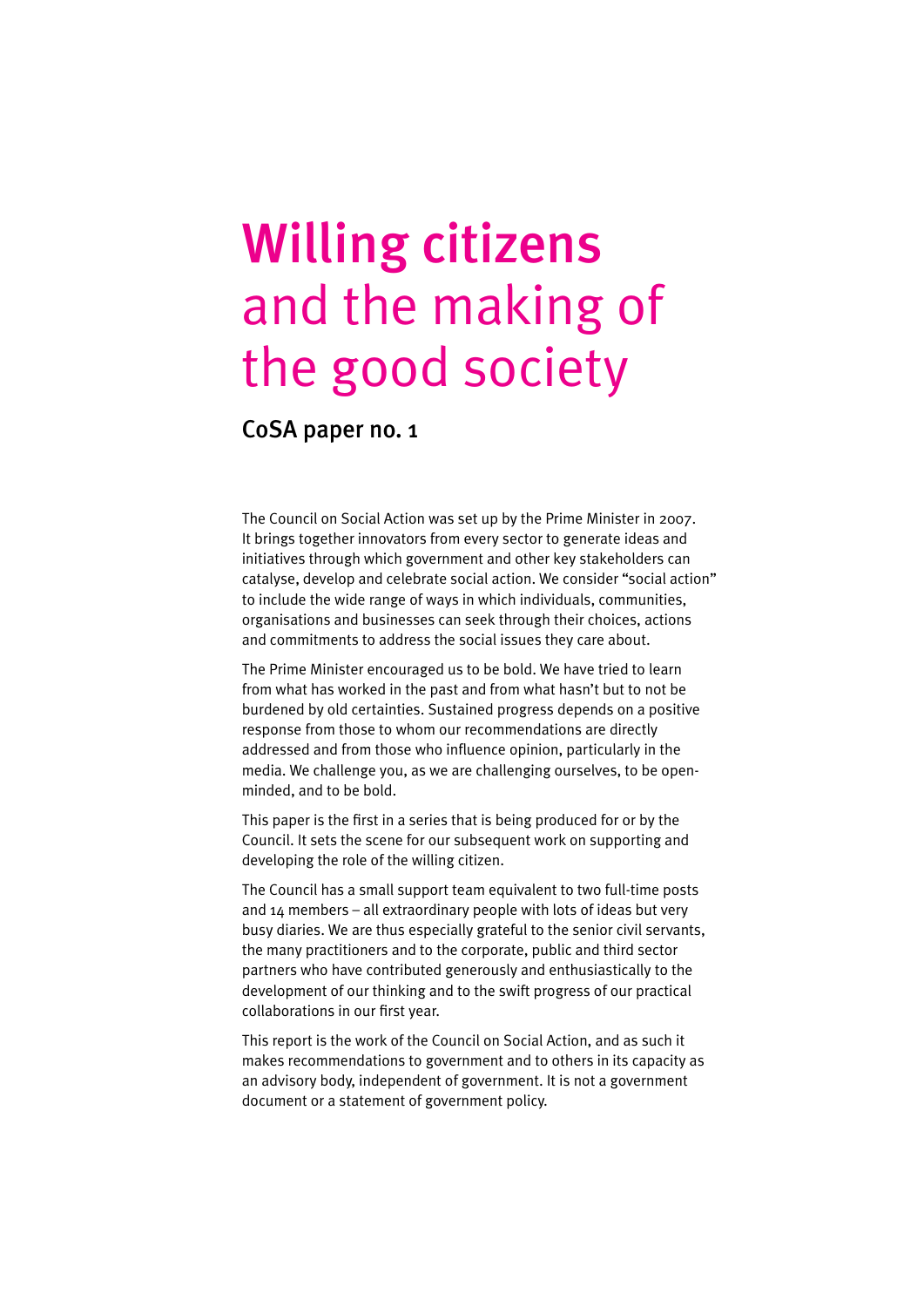# Willing citizens and the making of the good society

## CoSA paper no. 1

The Council on Social Action was set up by the Prime Minister in 2007. It brings together innovators from every sector to generate ideas and initiatives through which government and other key stakeholders can catalyse, develop and celebrate social action. We consider "social action" to include the wide range of ways in which individuals, communities, organisations and businesses can seek through their choices, actions and commitments to address the social issues they care about.

The Prime Minister encouraged us to be bold. We have tried to learn from what has worked in the past and from what hasn't but to not be burdened by old certainties. Sustained progress depends on a positive response from those to whom our recommendations are directly addressed and from those who influence opinion, particularly in the media. We challenge you, as we are challenging ourselves, to be open-minded, and to be bold.

This paper is the first in a series that is being produced for or by the Council. It sets the scene for our subsequent work on supporting and developing the role of the willing citizen.

The Council has a small support team equivalent to two full-time posts and 14 members – all extraordinary people with lots of ideas but very busy diaries. We are thus especially grateful to the senior civil servants, the many practitioners and to the corporate, public and third sector partners who have contributed generously and enthusiastically to the development of our thinking and to the swift progress of our practical collaborations in our first year.

This report is the work of the Council on Social Action, and as such it makes recommendations to government and to others in its capacity as an advisory body, independent of government. It is not a government document or a statement of government policy.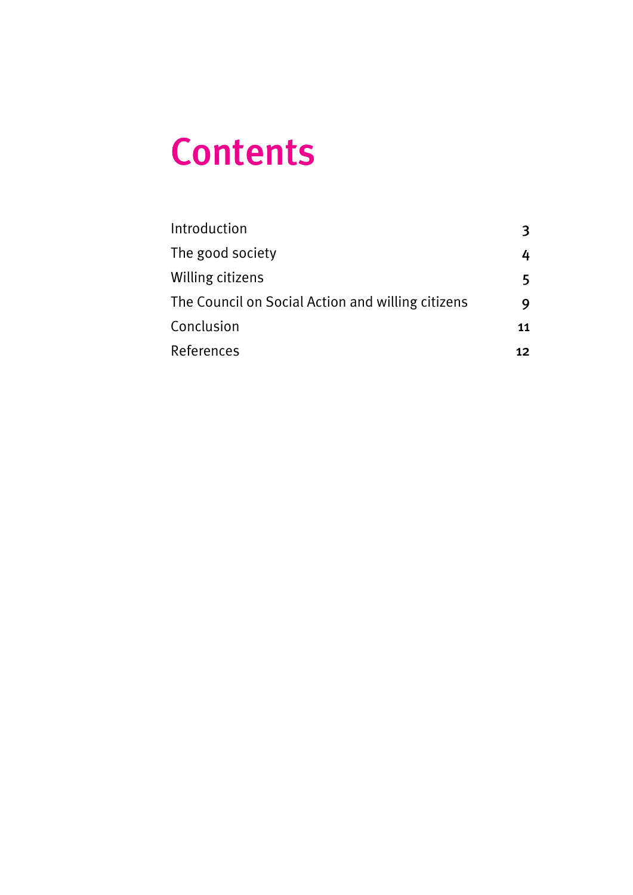# Contents

| | |
|---|---|
| Introduction | 3 |
| The good society | 4 |
| Willing citizens | 5 |
| The Council on Social Action and willing citizens | 9 |
| Conclusion | 11 |
| References | 12 |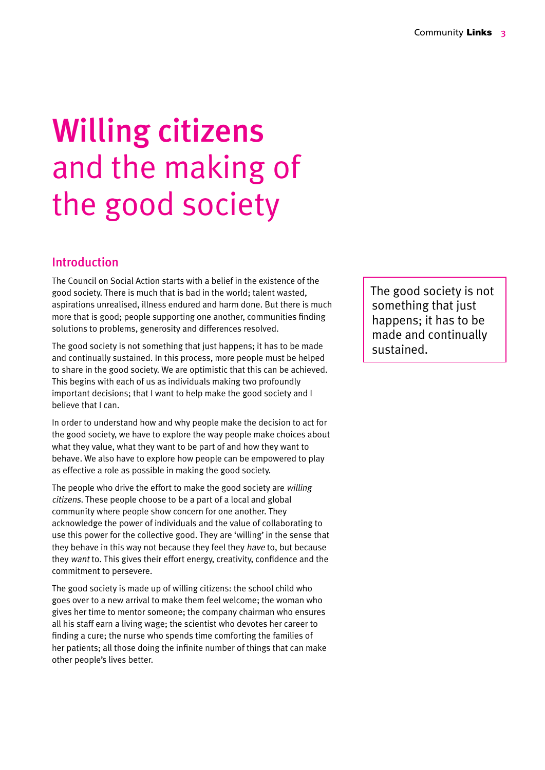# Willing citizens and the making of the good society

## Introduction

The Council on Social Action starts with a belief in the existence of the good society. There is much that is bad in the world; talent wasted, aspirations unrealised, illness endured and harm done. But there is much more that is good; people supporting one another, communities finding solutions to problems, generosity and differences resolved.

The good society is not something that just happens; it has to be made and continually sustained. In this process, more people must be helped to share in the good society. We are optimistic that this can be achieved. This begins with each of us as individuals making two profoundly important decisions; that I want to help make the good society and I believe that I can.

> The good society is not something that just happens; it has to be made and continually sustained.

In order to understand how and why people make the decision to act for the good society, we have to explore the way people make choices about what they value, what they want to be part of and how they want to behave. We also have to explore how people can be empowered to play as effective a role as possible in making the good society.

The people who drive the effort to make the good society are *willing citizens*. These people choose to be a part of a local and global community where people show concern for one another. They acknowledge the power of individuals and the value of collaborating to use this power for the collective good. They are 'willing' in the sense that they behave in this way not because they feel they *have* to, but because they *want* to. This gives their effort energy, creativity, confidence and the commitment to persevere.

The good society is made up of willing citizens: the school child who goes over to a new arrival to make them feel welcome; the woman who gives her time to mentor someone; the company chairman who ensures all his staff earn a living wage; the scientist who devotes her career to finding a cure; the nurse who spends time comforting the families of her patients; all those doing the infinite number of things that can make other people's lives better.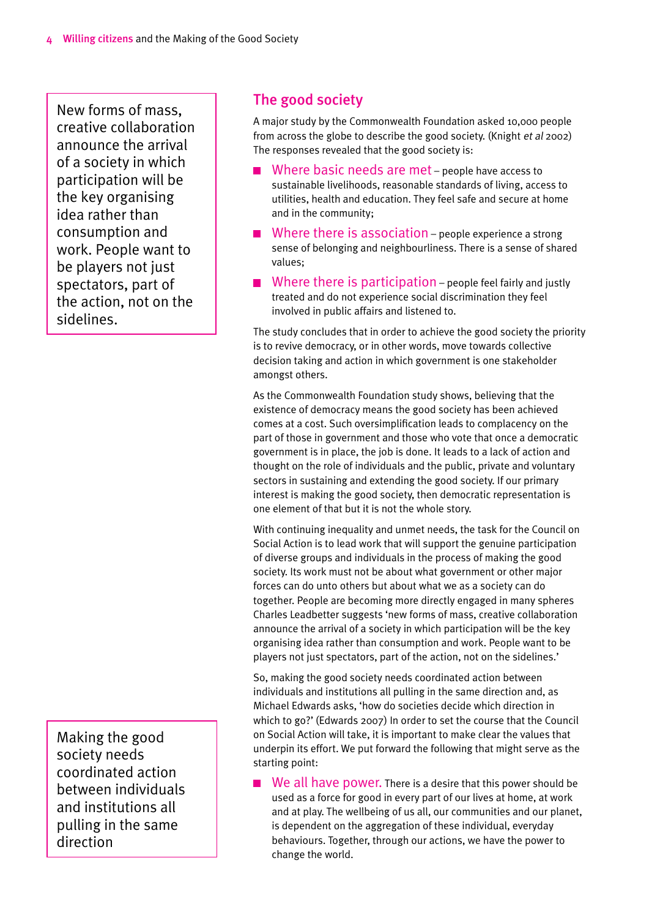> New forms of mass, creative collaboration announce the arrival of a society in which participation will be the key organising idea rather than consumption and work. People want to be players not just spectators, part of the action, not on the sidelines.

## The good society

A major study by the Commonwealth Foundation asked 10,000 people from across the globe to describe the good society. (Knight *et al* 2002) The responses revealed that the good society is:

- **Where basic needs are met** – people have access to sustainable livelihoods, reasonable standards of living, access to utilities, health and education. They feel safe and secure at home and in the community;
- **Where there is association** – people experience a strong sense of belonging and neighbourliness. There is a sense of shared values;
- **Where there is participation** – people feel fairly and justly treated and do not experience social discrimination they feel involved in public affairs and listened to.

The study concludes that in order to achieve the good society the priority is to revive democracy, or in other words, move towards collective decision taking and action in which government is one stakeholder amongst others.

As the Commonwealth Foundation study shows, believing that the existence of democracy means the good society has been achieved comes at a cost. Such oversimplification leads to complacency on the part of those in government and those who vote that once a democratic government is in place, the job is done. It leads to a lack of action and thought on the role of individuals and the public, private and voluntary sectors in sustaining and extending the good society. If our primary interest is making the good society, then democratic representation is one element of that but it is not the whole story.

With continuing inequality and unmet needs, the task for the Council on Social Action is to lead work that will support the genuine participation of diverse groups and individuals in the process of making the good society. Its work must not be about what government or other major forces can do unto others but about what we as a society can do together. People are becoming more directly engaged in many spheres Charles Leadbetter suggests 'new forms of mass, creative collaboration announce the arrival of a society in which participation will be the key organising idea rather than consumption and work. People want to be players not just spectators, part of the action, not on the sidelines.'

So, making the good society needs coordinated action between individuals and institutions all pulling in the same direction and, as Michael Edwards asks, 'how do societies decide which direction in which to go?' (Edwards 2007) In order to set the course that the Council on Social Action will take, it is important to make clear the values that underpin its effort. We put forward the following that might serve as the starting point:

> Making the good society needs coordinated action between individuals and institutions all pulling in the same direction

- **We all have power.** There is a desire that this power should be used as a force for good in every part of our lives at home, at work and at play. The wellbeing of us all, our communities and our planet, is dependent on the aggregation of these individual, everyday behaviours. Together, through our actions, we have the power to change the world.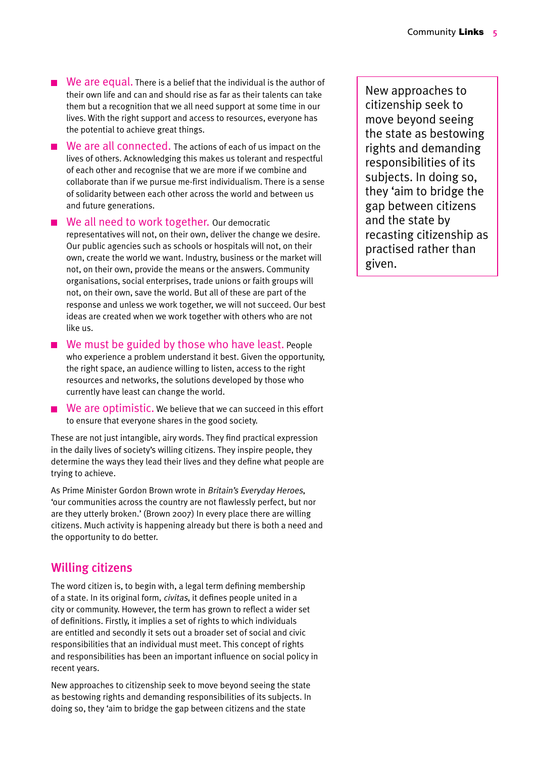- **We are equal.** There is a belief that the individual is the author of their own life and can and should rise as far as their talents can take them but a recognition that we all need support at some time in our lives. With the right support and access to resources, everyone has the potential to achieve great things.
- **We are all connected.** The actions of each of us impact on the lives of others. Acknowledging this makes us tolerant and respectful of each other and recognise that we are more if we combine and collaborate than if we pursue me-first individualism. There is a sense of solidarity between each other across the world and between us and future generations.
- **We all need to work together.** Our democratic representatives will not, on their own, deliver the change we desire. Our public agencies such as schools or hospitals will not, on their own, create the world we want. Industry, business or the market will not, on their own, provide the means or the answers. Community organisations, social enterprises, trade unions or faith groups will not, on their own, save the world. But all of these are part of the response and unless we work together, we will not succeed. Our best ideas are created when we work together with others who are not like us.
- **We must be guided by those who have least.** People who experience a problem understand it best. Given the opportunity, the right space, an audience willing to listen, access to the right resources and networks, the solutions developed by those who currently have least can change the world.
- **We are optimistic.** We believe that we can succeed in this effort to ensure that everyone shares in the good society.

These are not just intangible, airy words. They find practical expression in the daily lives of society's willing citizens. They inspire people, they determine the ways they lead their lives and they define what people are trying to achieve.

As Prime Minister Gordon Brown wrote in *Britain's Everyday Heroes*, 'our communities across the country are not flawlessly perfect, but nor are they utterly broken.' (Brown 2007) In every place there are willing citizens. Much activity is happening already but there is both a need and the opportunity to do better.

## Willing citizens

The word citizen is, to begin with, a legal term defining membership of a state. In its original form, *civitas*, it defines people united in a city or community. However, the term has grown to reflect a wider set of definitions. Firstly, it implies a set of rights to which individuals are entitled and secondly it sets out a broader set of social and civic responsibilities that an individual must meet. This concept of rights and responsibilities has been an important influence on social policy in recent years.

New approaches to citizenship seek to move beyond seeing the state as bestowing rights and demanding responsibilities of its subjects. In doing so, they 'aim to bridge the gap between citizens and the state

> New approaches to citizenship seek to move beyond seeing the state as bestowing rights and demanding responsibilities of its subjects. In doing so, they 'aim to bridge the gap between citizens and the state by recasting citizenship as practised rather than given.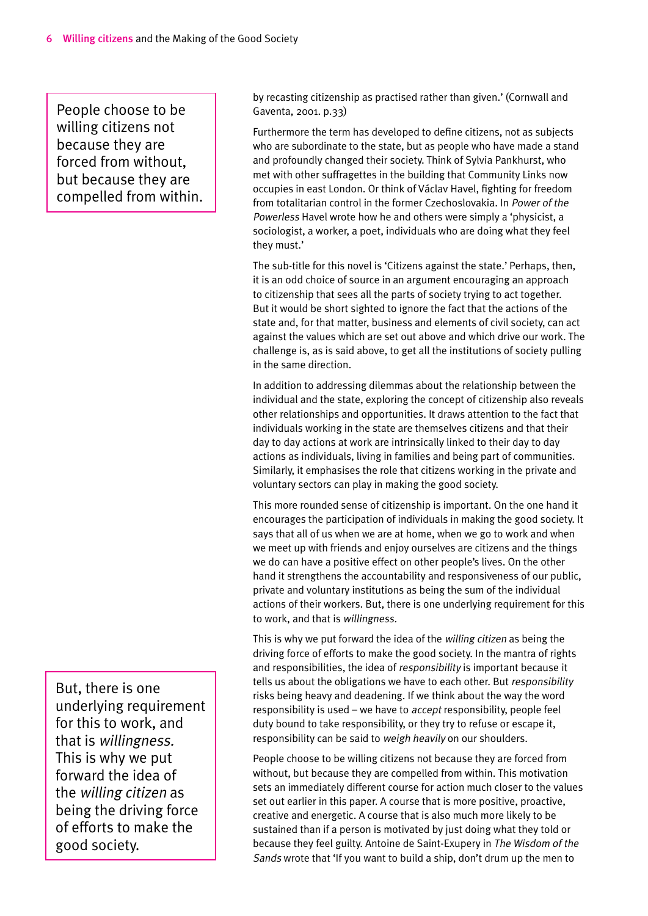> People choose to be willing citizens not because they are forced from without, but because they are compelled from within.

by recasting citizenship as practised rather than given.' (Cornwall and Gaventa, 2001. p.33)

Furthermore the term has developed to define citizens, not as subjects who are subordinate to the state, but as people who have made a stand and profoundly changed their society. Think of Sylvia Pankhurst, who met with other suffragettes in the building that Community Links now occupies in east London. Or think of Václav Havel, fighting for freedom from totalitarian control in the former Czechoslovakia. In *Power of the Powerless* Havel wrote how he and others were simply a 'physicist, a sociologist, a worker, a poet, individuals who are doing what they feel they must.'

The sub-title for this novel is 'Citizens against the state.' Perhaps, then, it is an odd choice of source in an argument encouraging an approach to citizenship that sees all the parts of society trying to act together. But it would be short sighted to ignore the fact that the actions of the state and, for that matter, business and elements of civil society, can act against the values which are set out above and which drive our work. The challenge is, as is said above, to get all the institutions of society pulling in the same direction.

In addition to addressing dilemmas about the relationship between the individual and the state, exploring the concept of citizenship also reveals other relationships and opportunities. It draws attention to the fact that individuals working in the state are themselves citizens and that their day to day actions at work are intrinsically linked to their day to day actions as individuals, living in families and being part of communities. Similarly, it emphasises the role that citizens working in the private and voluntary sectors can play in making the good society.

This more rounded sense of citizenship is important. On the one hand it encourages the participation of individuals in making the good society. It says that all of us when we are at home, when we go to work and when we meet up with friends and enjoy ourselves are citizens and the things we do can have a positive effect on other people's lives. On the other hand it strengthens the accountability and responsiveness of our public, private and voluntary institutions as being the sum of the individual actions of their workers. But, there is one underlying requirement for this to work, and that is *willingness.*

> But, there is one underlying requirement for this to work, and that is *willingness.* This is why we put forward the idea of the *willing citizen* as being the driving force of efforts to make the good society.

This is why we put forward the idea of the *willing citizen* as being the driving force of efforts to make the good society. In the mantra of rights and responsibilities, the idea of *responsibility* is important because it tells us about the obligations we have to each other. But *responsibility* risks being heavy and deadening. If we think about the way the word responsibility is used – we have to *accept* responsibility, people feel duty bound to take responsibility, or they try to refuse or escape it, responsibility can be said to *weigh heavily* on our shoulders.

People choose to be willing citizens not because they are forced from without, but because they are compelled from within. This motivation sets an immediately different course for action much closer to the values set out earlier in this paper. A course that is more positive, proactive, creative and energetic. A course that is also much more likely to be sustained than if a person is motivated by just doing what they told or because they feel guilty. Antoine de Saint-Exupery in *The Wisdom of the Sands* wrote that 'If you want to build a ship, don't drum up the men to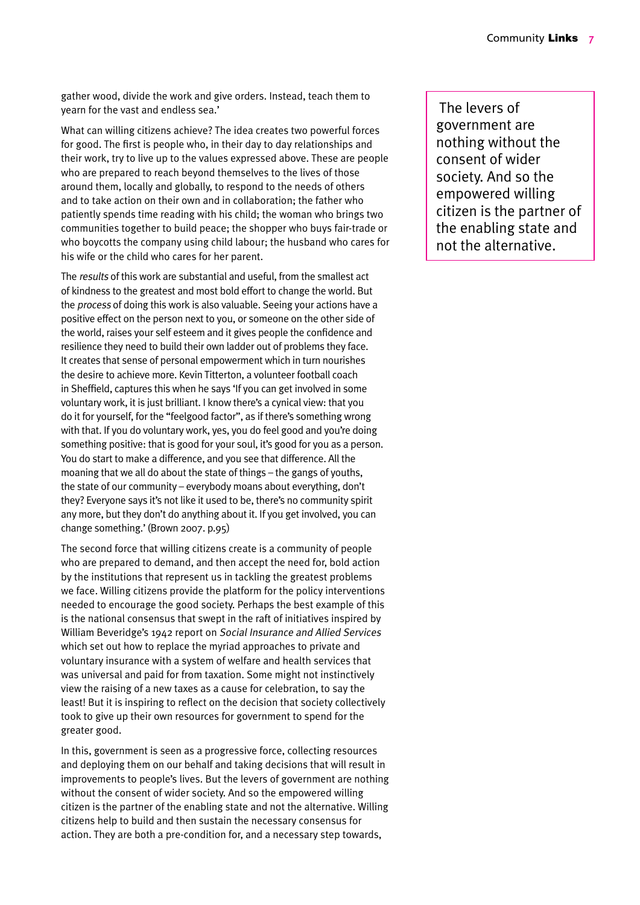gather wood, divide the work and give orders. Instead, teach them to yearn for the vast and endless sea.'

What can willing citizens achieve? The idea creates two powerful forces for good. The first is people who, in their day to day relationships and their work, try to live up to the values expressed above. These are people who are prepared to reach beyond themselves to the lives of those around them, locally and globally, to respond to the needs of others and to take action on their own and in collaboration; the father who patiently spends time reading with his child; the woman who brings two communities together to build peace; the shopper who buys fair-trade or who boycotts the company using child labour; the husband who cares for his wife or the child who cares for her parent.

The *results* of this work are substantial and useful, from the smallest act of kindness to the greatest and most bold effort to change the world. But the *process* of doing this work is also valuable. Seeing your actions have a positive effect on the person next to you, or someone on the other side of the world, raises your self esteem and it gives people the confidence and resilience they need to build their own ladder out of problems they face. It creates that sense of personal empowerment which in turn nourishes the desire to achieve more. Kevin Titterton, a volunteer football coach in Sheffield, captures this when he says 'If you can get involved in some voluntary work, it is just brilliant. I know there's a cynical view: that you do it for yourself, for the "feelgood factor", as if there's something wrong with that. If you do voluntary work, yes, you do feel good and you're doing something positive: that is good for your soul, it's good for you as a person. You do start to make a difference, and you see that difference. All the moaning that we all do about the state of things – the gangs of youths, the state of our community – everybody moans about everything, don't they? Everyone says it's not like it used to be, there's no community spirit any more, but they don't do anything about it. If you get involved, you can change something.' (Brown 2007. p.95)

The second force that willing citizens create is a community of people who are prepared to demand, and then accept the need for, bold action by the institutions that represent us in tackling the greatest problems we face. Willing citizens provide the platform for the policy interventions needed to encourage the good society. Perhaps the best example of this is the national consensus that swept in the raft of initiatives inspired by William Beveridge's 1942 report on *Social Insurance and Allied Services* which set out how to replace the myriad approaches to private and voluntary insurance with a system of welfare and health services that was universal and paid for from taxation. Some might not instinctively view the raising of a new taxes as a cause for celebration, to say the least! But it is inspiring to reflect on the decision that society collectively took to give up their own resources for government to spend for the greater good.

In this, government is seen as a progressive force, collecting resources and deploying them on our behalf and taking decisions that will result in improvements to people's lives. But the levers of government are nothing without the consent of wider society. And so the empowered willing citizen is the partner of the enabling state and not the alternative. Willing citizens help to build and then sustain the necessary consensus for action. They are both a pre-condition for, and a necessary step towards,

> The levers of government are nothing without the consent of wider society. And so the empowered willing citizen is the partner of the enabling state and not the alternative.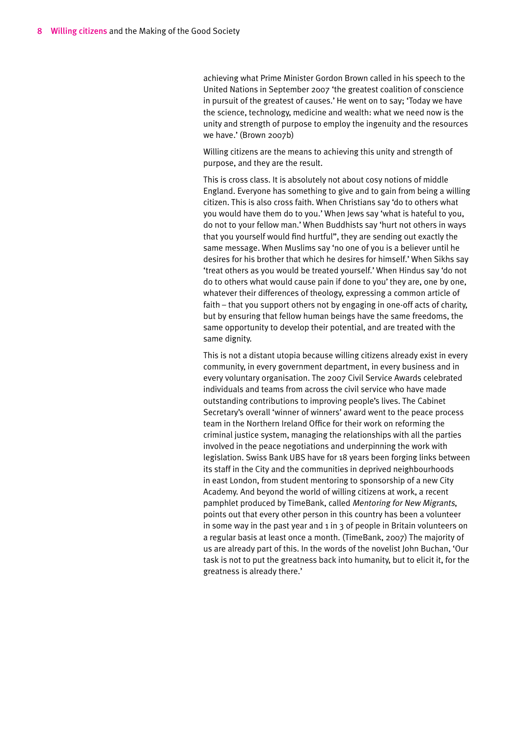achieving what Prime Minister Gordon Brown called in his speech to the United Nations in September 2007 'the greatest coalition of conscience in pursuit of the greatest of causes.' He went on to say; 'Today we have the science, technology, medicine and wealth: what we need now is the unity and strength of purpose to employ the ingenuity and the resources we have.' (Brown 2007b)

Willing citizens are the means to achieving this unity and strength of purpose, and they are the result.

This is cross class. It is absolutely not about cosy notions of middle England. Everyone has something to give and to gain from being a willing citizen. This is also cross faith. When Christians say 'do to others what you would have them do to you.' When Jews say 'what is hateful to you, do not to your fellow man.' When Buddhists say 'hurt not others in ways that you yourself would find hurtful", they are sending out exactly the same message. When Muslims say 'no one of you is a believer until he desires for his brother that which he desires for himself.' When Sikhs say 'treat others as you would be treated yourself.' When Hindus say 'do not do to others what would cause pain if done to you' they are, one by one, whatever their differences of theology, expressing a common article of faith – that you support others not by engaging in one-off acts of charity, but by ensuring that fellow human beings have the same freedoms, the same opportunity to develop their potential, and are treated with the same dignity.

This is not a distant utopia because willing citizens already exist in every community, in every government department, in every business and in every voluntary organisation. The 2007 Civil Service Awards celebrated individuals and teams from across the civil service who have made outstanding contributions to improving people's lives. The Cabinet Secretary's overall 'winner of winners' award went to the peace process team in the Northern Ireland Office for their work on reforming the criminal justice system, managing the relationships with all the parties involved in the peace negotiations and underpinning the work with legislation. Swiss Bank UBS have for 18 years been forging links between its staff in the City and the communities in deprived neighbourhoods in east London, from student mentoring to sponsorship of a new City Academy. And beyond the world of willing citizens at work, a recent pamphlet produced by TimeBank, called *Mentoring for New Migrants*, points out that every other person in this country has been a volunteer in some way in the past year and 1 in 3 of people in Britain volunteers on a regular basis at least once a month. (TimeBank, 2007) The majority of us are already part of this. In the words of the novelist John Buchan, 'Our task is not to put the greatness back into humanity, but to elicit it, for the greatness is already there.'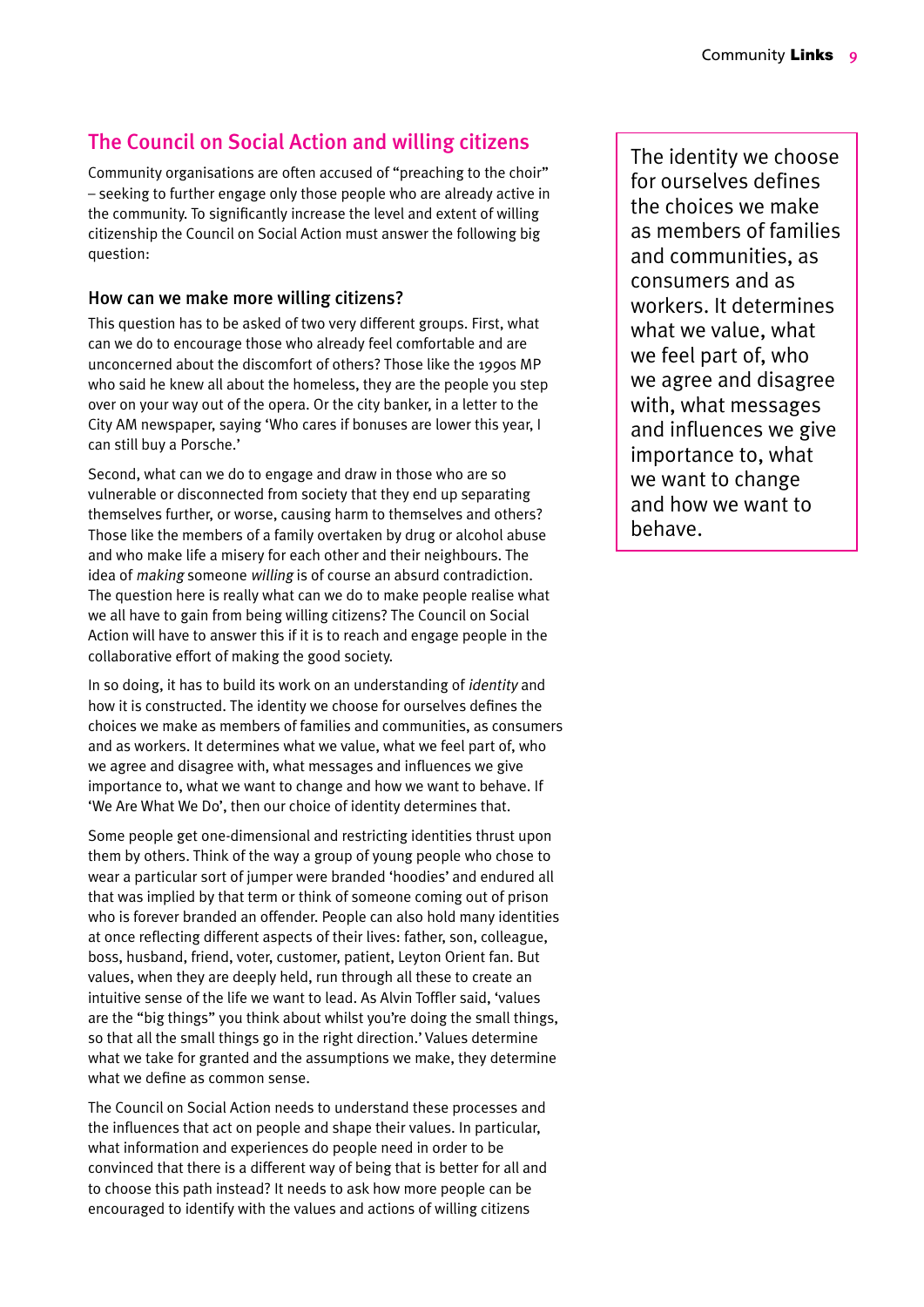## The Council on Social Action and willing citizens

Community organisations are often accused of "preaching to the choir" – seeking to further engage only those people who are already active in the community. To significantly increase the level and extent of willing citizenship the Council on Social Action must answer the following big question:

### How can we make more willing citizens?

This question has to be asked of two very different groups. First, what can we do to encourage those who already feel comfortable and are unconcerned about the discomfort of others? Those like the 1990s MP who said he knew all about the homeless, they are the people you step over on your way out of the opera. Or the city banker, in a letter to the City AM newspaper, saying 'Who cares if bonuses are lower this year, I can still buy a Porsche.'

Second, what can we do to engage and draw in those who are so vulnerable or disconnected from society that they end up separating themselves further, or worse, causing harm to themselves and others? Those like the members of a family overtaken by drug or alcohol abuse and who make life a misery for each other and their neighbours. The idea of *making* someone *willing* is of course an absurd contradiction. The question here is really what can we do to make people realise what we all have to gain from being willing citizens? The Council on Social Action will have to answer this if it is to reach and engage people in the collaborative effort of making the good society.

In so doing, it has to build its work on an understanding of *identity* and how it is constructed. The identity we choose for ourselves defines the choices we make as members of families and communities, as consumers and as workers. It determines what we value, what we feel part of, who we agree and disagree with, what messages and influences we give importance to, what we want to change and how we want to behave. If 'We Are What We Do', then our choice of identity determines that.

Some people get one-dimensional and restricting identities thrust upon them by others. Think of the way a group of young people who chose to wear a particular sort of jumper were branded 'hoodies' and endured all that was implied by that term or think of someone coming out of prison who is forever branded an offender. People can also hold many identities at once reflecting different aspects of their lives: father, son, colleague, boss, husband, friend, voter, customer, patient, Leyton Orient fan. But values, when they are deeply held, run through all these to create an intuitive sense of the life we want to lead. As Alvin Toffler said, 'values are the "big things" you think about whilst you're doing the small things, so that all the small things go in the right direction.' Values determine what we take for granted and the assumptions we make, they determine what we define as common sense.

The Council on Social Action needs to understand these processes and the influences that act on people and shape their values. In particular, what information and experiences do people need in order to be convinced that there is a different way of being that is better for all and to choose this path instead? It needs to ask how more people can be encouraged to identify with the values and actions of willing citizens

> The identity we choose for ourselves defines the choices we make as members of families and communities, as consumers and as workers. It determines what we value, what we feel part of, who we agree and disagree with, what messages and influences we give importance to, what we want to change and how we want to behave.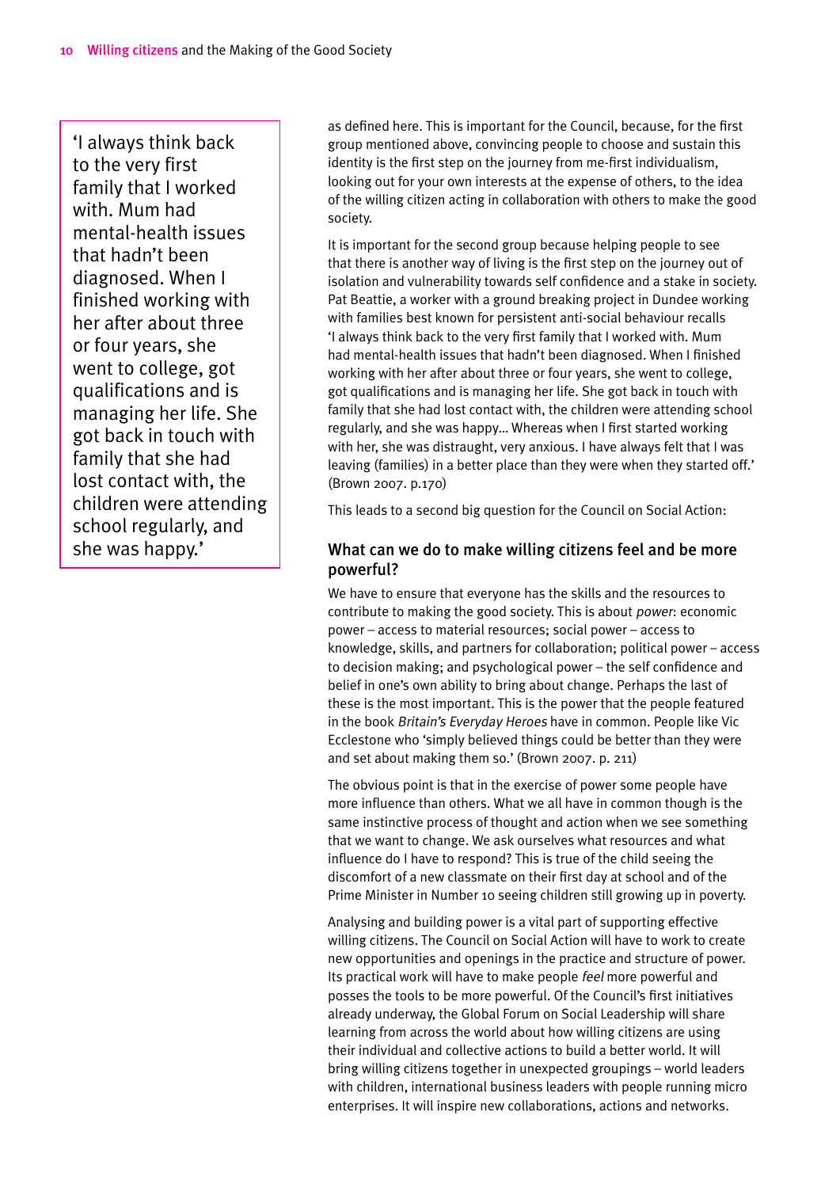'I always think back to the very first family that I worked with. Mum had mental-health issues that hadn't been diagnosed. When I finished working with her after about three or four years, she went to college, got qualifications and is managing her life. She got back in touch with family that she had lost contact with, the children were attending school regularly, and she was happy.'

as defined here. This is important for the Council, because, for the first group mentioned above, convincing people to choose and sustain this identity is the first step on the journey from me-first individualism, looking out for your own interests at the expense of others, to the idea of the willing citizen acting in collaboration with others to make the good society.

It is important for the second group because helping people to see that there is another way of living is the first step on the journey out of isolation and vulnerability towards self confidence and a stake in society. Pat Beattie, a worker with a ground breaking project in Dundee working with families best known for persistent anti-social behaviour recalls 'I always think back to the very first family that I worked with. Mum had mental-health issues that hadn't been diagnosed. When I finished working with her after about three or four years, she went to college, got qualifications and is managing her life. She got back in touch with family that she had lost contact with, the children were attending school regularly, and she was happy… Whereas when I first started working with her, she was distraught, very anxious. I have always felt that I was leaving (families) in a better place than they were when they started off.' (Brown 2007. p.170)

This leads to a second big question for the Council on Social Action:

### What can we do to make willing citizens feel and be more powerful?

We have to ensure that everyone has the skills and the resources to contribute to making the good society. This is about *power*: economic power – access to material resources; social power – access to knowledge, skills, and partners for collaboration; political power – access to decision making; and psychological power – the self confidence and belief in one's own ability to bring about change. Perhaps the last of these is the most important. This is the power that the people featured in the book *Britain's Everyday Heroes* have in common. People like Vic Ecclestone who 'simply believed things could be better than they were and set about making them so.' (Brown 2007. p. 211)

The obvious point is that in the exercise of power some people have more influence than others. What we all have in common though is the same instinctive process of thought and action when we see something that we want to change. We ask ourselves what resources and what influence do I have to respond? This is true of the child seeing the discomfort of a new classmate on their first day at school and of the Prime Minister in Number 10 seeing children still growing up in poverty.

Analysing and building power is a vital part of supporting effective willing citizens. The Council on Social Action will have to work to create new opportunities and openings in the practice and structure of power. Its practical work will have to make people *feel* more powerful and posses the tools to be more powerful. Of the Council's first initiatives already underway, the Global Forum on Social Leadership will share learning from across the world about how willing citizens are using their individual and collective actions to build a better world. It will bring willing citizens together in unexpected groupings – world leaders with children, international business leaders with people running micro enterprises. It will inspire new collaborations, actions and networks.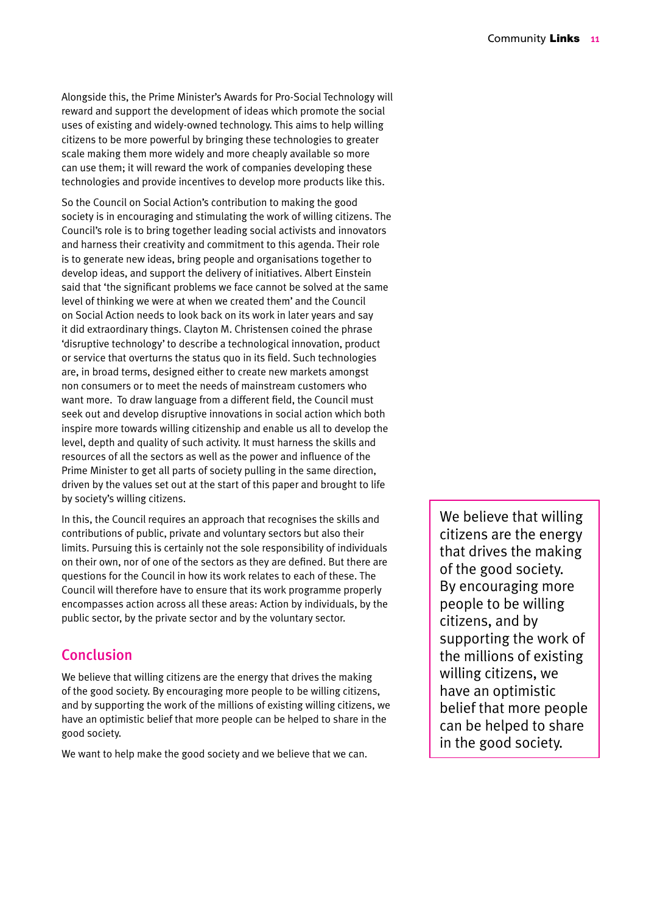Alongside this, the Prime Minister's Awards for Pro-Social Technology will reward and support the development of ideas which promote the social uses of existing and widely-owned technology. This aims to help willing citizens to be more powerful by bringing these technologies to greater scale making them more widely and more cheaply available so more can use them; it will reward the work of companies developing these technologies and provide incentives to develop more products like this.

So the Council on Social Action's contribution to making the good society is in encouraging and stimulating the work of willing citizens. The Council's role is to bring together leading social activists and innovators and harness their creativity and commitment to this agenda. Their role is to generate new ideas, bring people and organisations together to develop ideas, and support the delivery of initiatives. Albert Einstein said that 'the significant problems we face cannot be solved at the same level of thinking we were at when we created them' and the Council on Social Action needs to look back on its work in later years and say it did extraordinary things. Clayton M. Christensen coined the phrase 'disruptive technology' to describe a technological innovation, product or service that overturns the status quo in its field. Such technologies are, in broad terms, designed either to create new markets amongst non consumers or to meet the needs of mainstream customers who want more. To draw language from a different field, the Council must seek out and develop disruptive innovations in social action which both inspire more towards willing citizenship and enable us all to develop the level, depth and quality of such activity. It must harness the skills and resources of all the sectors as well as the power and influence of the Prime Minister to get all parts of society pulling in the same direction, driven by the values set out at the start of this paper and brought to life by society's willing citizens.

In this, the Council requires an approach that recognises the skills and contributions of public, private and voluntary sectors but also their limits. Pursuing this is certainly not the sole responsibility of individuals on their own, nor of one of the sectors as they are defined. But there are questions for the Council in how its work relates to each of these. The Council will therefore have to ensure that its work programme properly encompasses action across all these areas: Action by individuals, by the public sector, by the private sector and by the voluntary sector.

## Conclusion

We believe that willing citizens are the energy that drives the making of the good society. By encouraging more people to be willing citizens, and by supporting the work of the millions of existing willing citizens, we have an optimistic belief that more people can be helped to share in the good society.

We want to help make the good society and we believe that we can.

> We believe that willing citizens are the energy that drives the making of the good society. By encouraging more people to be willing citizens, and by supporting the work of the millions of existing willing citizens, we have an optimistic belief that more people can be helped to share in the good society.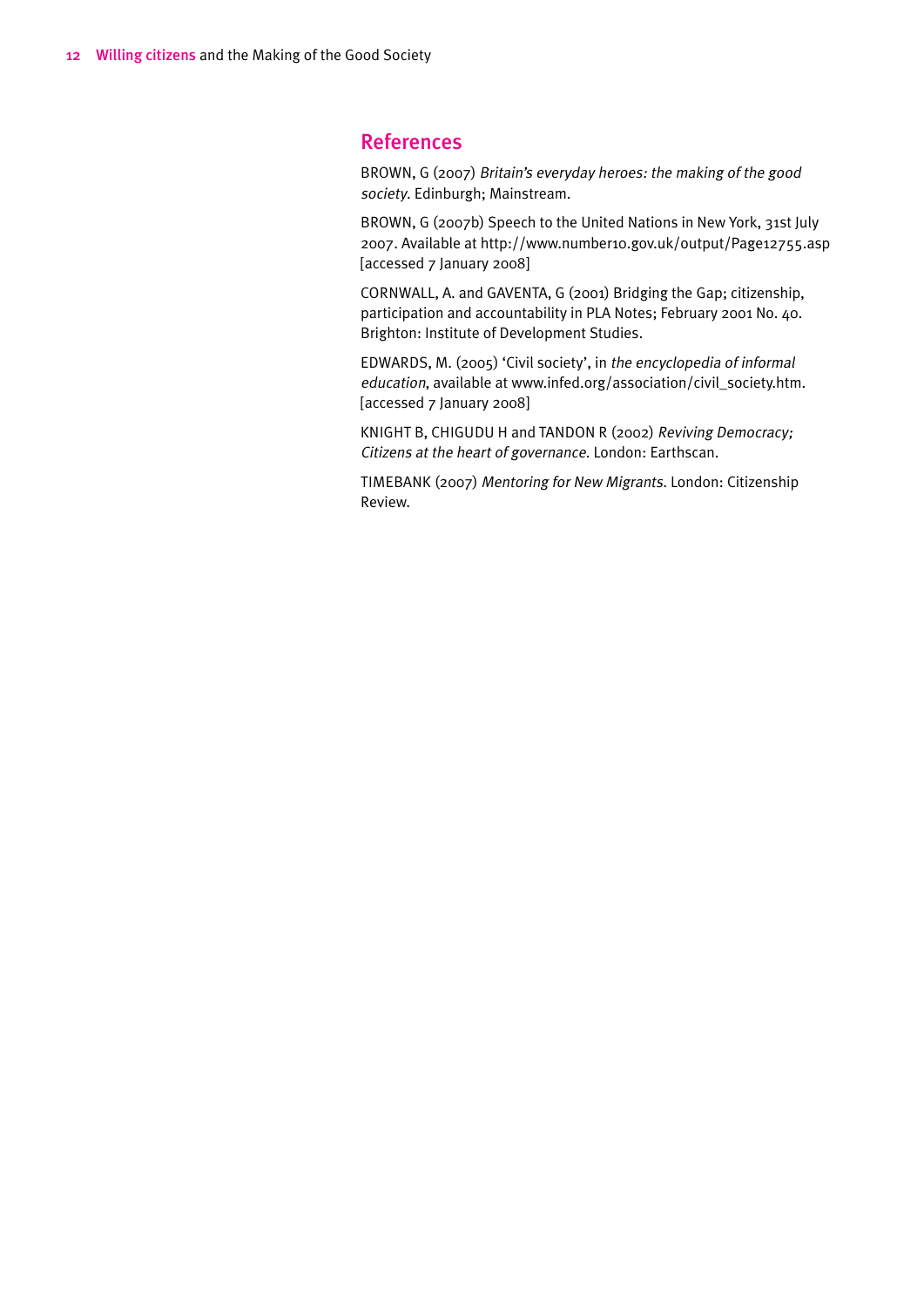## References

BROWN, G (2007) *Britain's everyday heroes: the making of the good society*. Edinburgh; Mainstream.

BROWN, G (2007b) Speech to the United Nations in New York, 31st July 2007. Available at http://www.number10.gov.uk/output/Page12755.asp [accessed 7 January 2008]

CORNWALL, A. and GAVENTA, G (2001) Bridging the Gap; citizenship, participation and accountability in PLA Notes; February 2001 No. 40. Brighton: Institute of Development Studies.

EDWARDS, M. (2005) 'Civil society', in *the encyclopedia of informal education*, available at www.infed.org/association/civil_society.htm. [accessed 7 January 2008]

KNIGHT B, CHIGUDU H and TANDON R (2002) *Reviving Democracy; Citizens at the heart of governance*. London: Earthscan.

TIMEBANK (2007) *Mentoring for New Migrants*. London: Citizenship Review.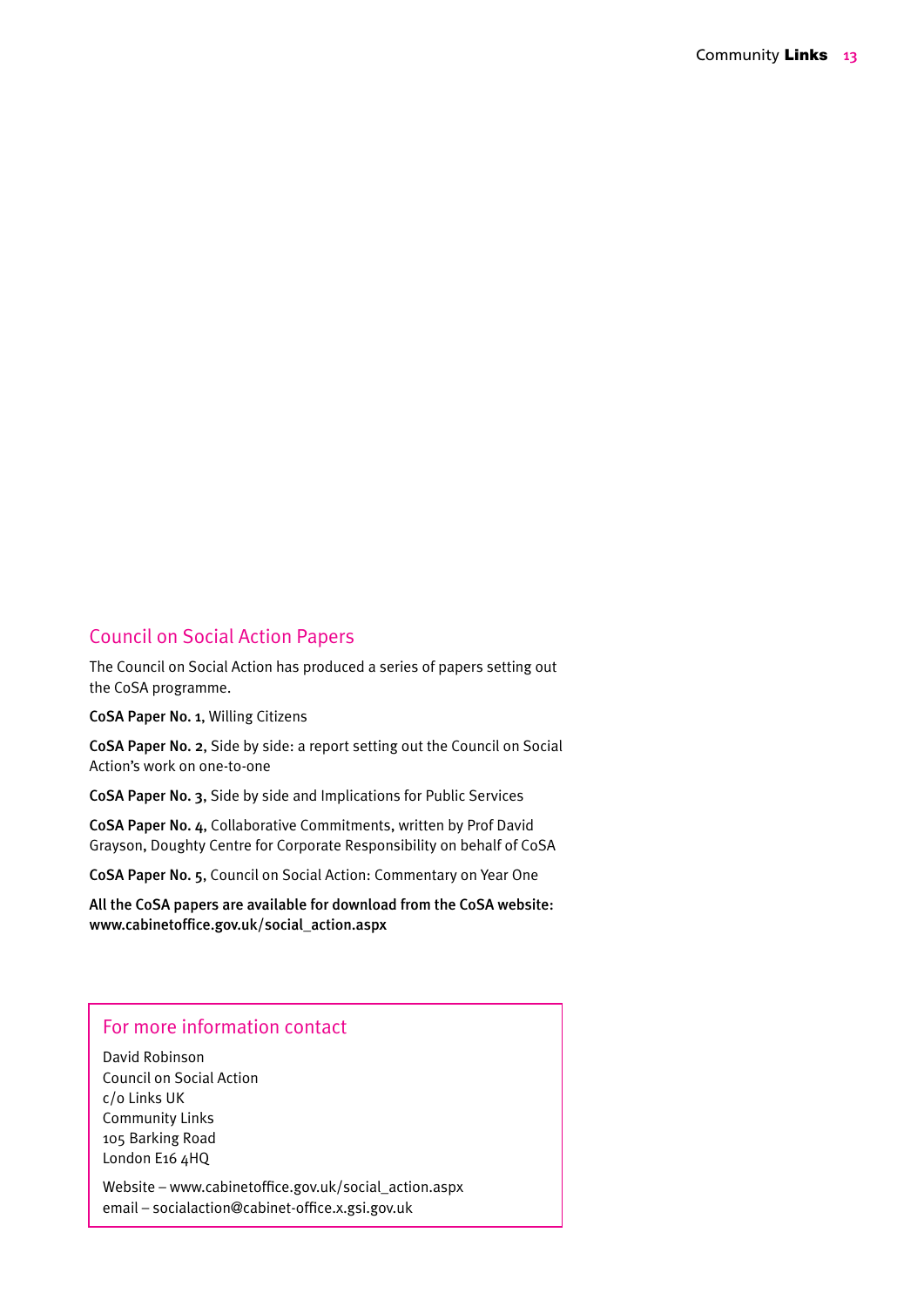## Council on Social Action Papers

The Council on Social Action has produced a series of papers setting out the CoSA programme.

**CoSA Paper No. 1,** Willing Citizens

**CoSA Paper No. 2,** Side by side: a report setting out the Council on Social Action's work on one-to-one

**CoSA Paper No. 3,** Side by side and Implications for Public Services

**CoSA Paper No. 4,** Collaborative Commitments, written by Prof David Grayson, Doughty Centre for Corporate Responsibility on behalf of CoSA

**CoSA Paper No. 5,** Council on Social Action: Commentary on Year One

**All the CoSA papers are available for download from the CoSA website: www.cabinetoffice.gov.uk/social_action.aspx**

## For more information contact

David Robinson
Council on Social Action
c/o Links UK
Community Links
105 Barking Road
London E16 4HQ

Website – www.cabinetoffice.gov.uk/social_action.aspx
email – socialaction@cabinet-office.x.gsi.gov.uk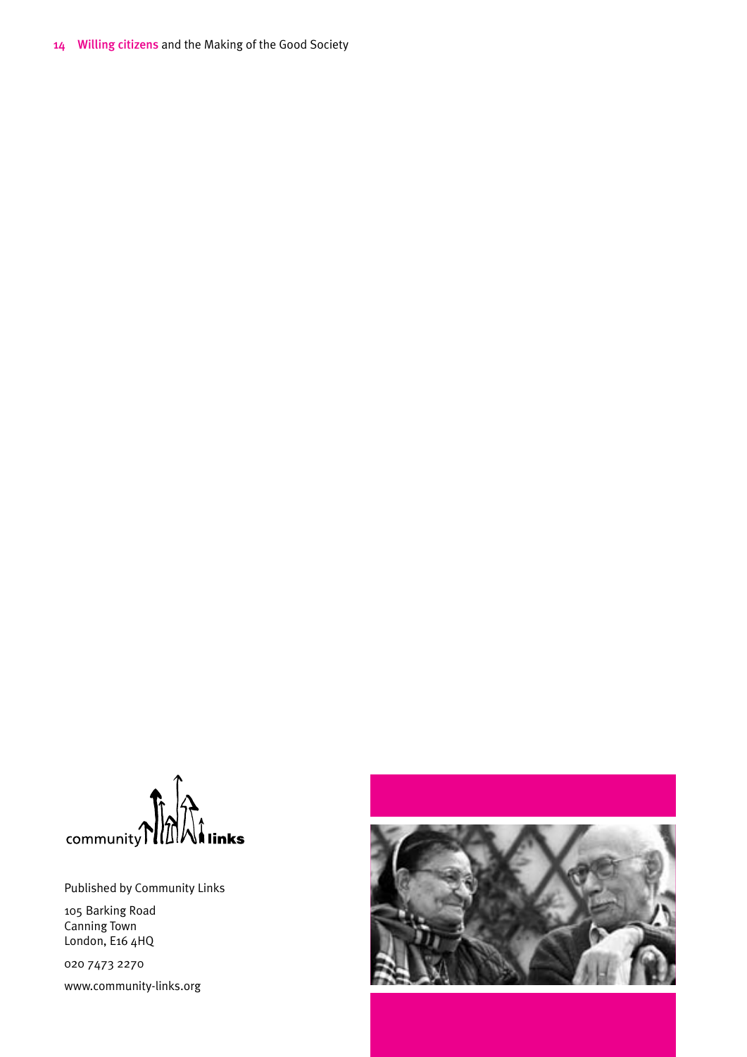community links

Published by Community Links

105 Barking Road
Canning Town
London, E16 4HQ

020 7473 2270

www.community-links.org